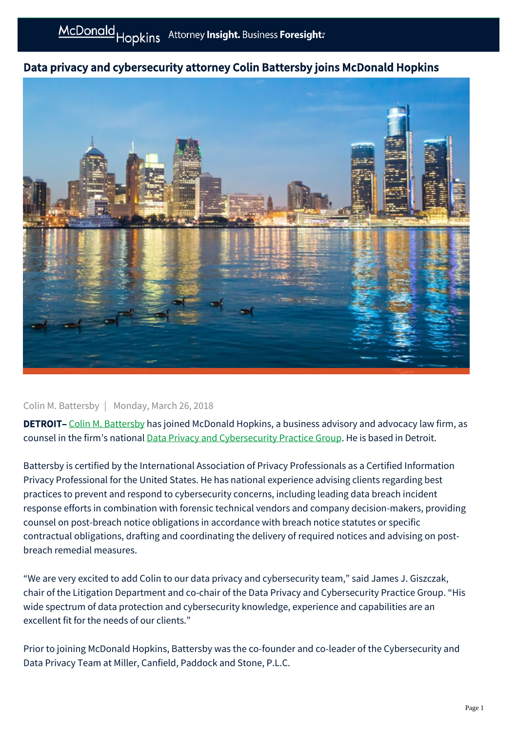# Data privacy and cybersecurity attorney Colin Battersby joins McDonald Hopkins

Colin M. Battersby | Monday, March 26, 2018

**DETROIT–** Colin M. Battersby has joined McDonald Hopkins, a business advisory and advocacy law firm, as counsel in the firm's national Data Privacy and Cybersecurity Practice Group. He is based in Detroit.

Battersby is certified by the International Association of Privacy Professionals as a Certified Information Privacy Professional for the United States. He has national experience advising clients regarding best practices to prevent and respond to cybersecurity concerns, including leading data breach incident response efforts in combination with forensic technical vendors and company decision-makers, providing counsel on post-breach notice obligations in accordance with breach notice statutes or specific contractual obligations, drafting and coordinating the delivery of required notices and advising on post-breach remedial measures.

"We are very excited to add Colin to our data privacy and cybersecurity team," said James J. Giszczak, chair of the Litigation Department and co-chair of the Data Privacy and Cybersecurity Practice Group. "His wide spectrum of data protection and cybersecurity knowledge, experience and capabilities are an excellent fit for the needs of our clients."

Prior to joining McDonald Hopkins, Battersby was the co-founder and co-leader of the Cybersecurity and Data Privacy Team at Miller, Canfield, Paddock and Stone, P.L.C.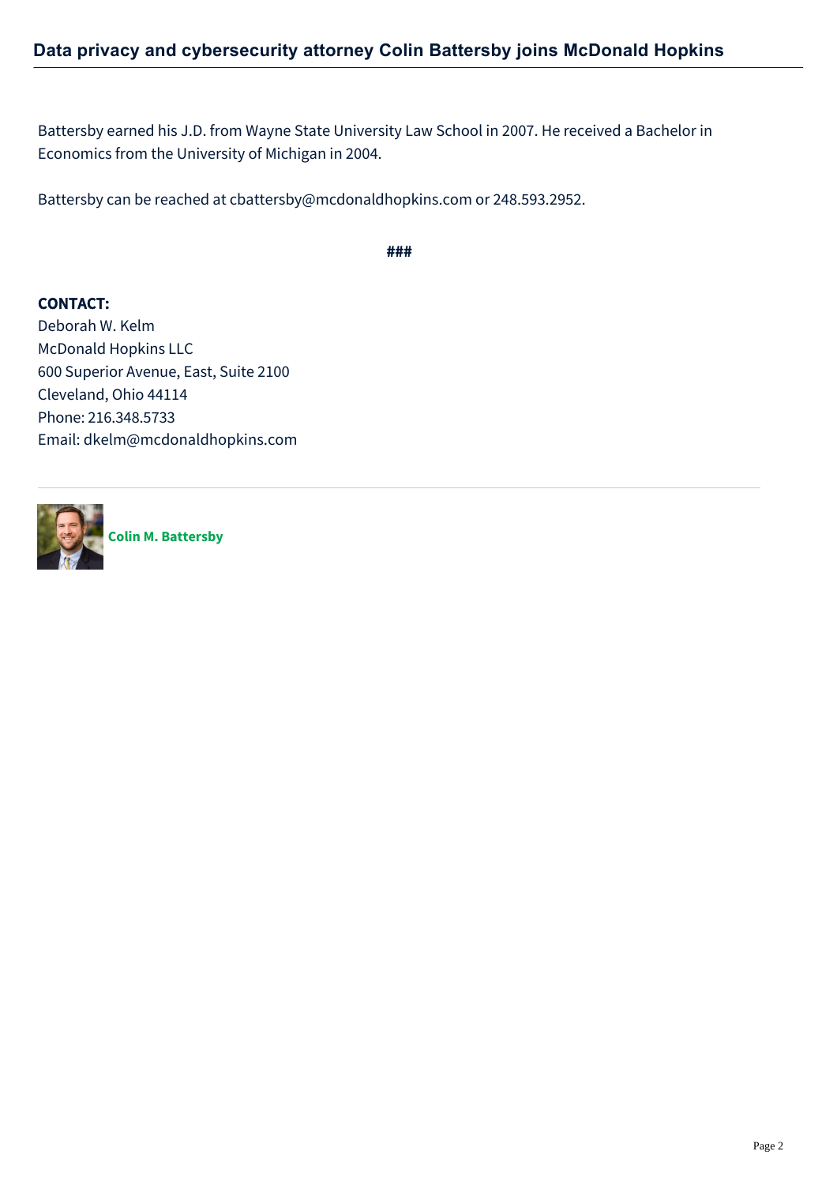Battersby earned his J.D. from Wayne State University Law School in 2007. He received a Bachelor in Economics from the University of Michigan in 2004.

Battersby can be reached at cbattersby@mcdonaldhopkins.com or 248.593.2952.

###

**CONTACT:**
Deborah W. Kelm
McDonald Hopkins LLC
600 Superior Avenue, East, Suite 2100
Cleveland, Ohio 44114
Phone: 216.348.5733
Email: dkelm@mcdonaldhopkins.com

---

**Colin M. Battersby**